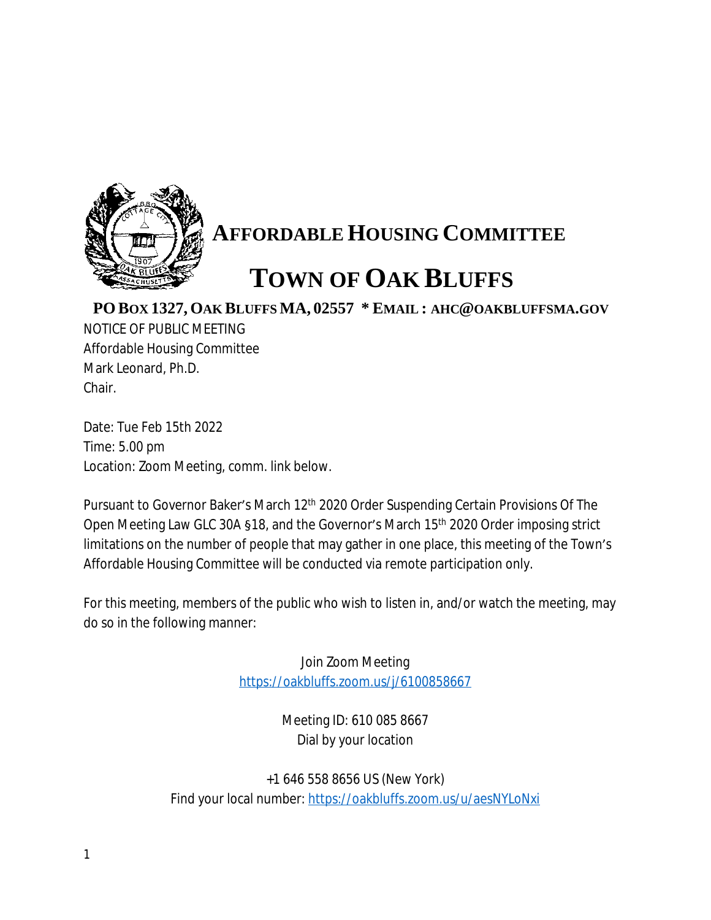# AFFORDABLE HOUSING COMMITTEE

# TOWN OF OAK BLUFFS

**PO BOX 1327, OAK BLUFFS MA, 02557 * EMAIL : AHC@OAKBLUFFSMA.GOV**

NOTICE OF PUBLIC MEETING
Affordable Housing Committee
Mark Leonard, Ph.D.
Chair.

Date: Tue Feb 15th 2022
Time: 5.00 pm
Location: Zoom Meeting, comm. link below.

Pursuant to Governor Baker's March 12th 2020 Order Suspending Certain Provisions Of The Open Meeting Law GLC 30A §18, and the Governor's March 15th 2020 Order imposing strict limitations on the number of people that may gather in one place, this meeting of the Town's Affordable Housing Committee will be conducted via remote participation only.

For this meeting, members of the public who wish to listen in, and/or watch the meeting, may do so in the following manner:

Join Zoom Meeting
https://oakbluffs.zoom.us/j/6100858667

Meeting ID: 610 085 8667
Dial by your location

+1 646 558 8656 US (New York)
Find your local number: https://oakbluffs.zoom.us/u/aesNYLoNxi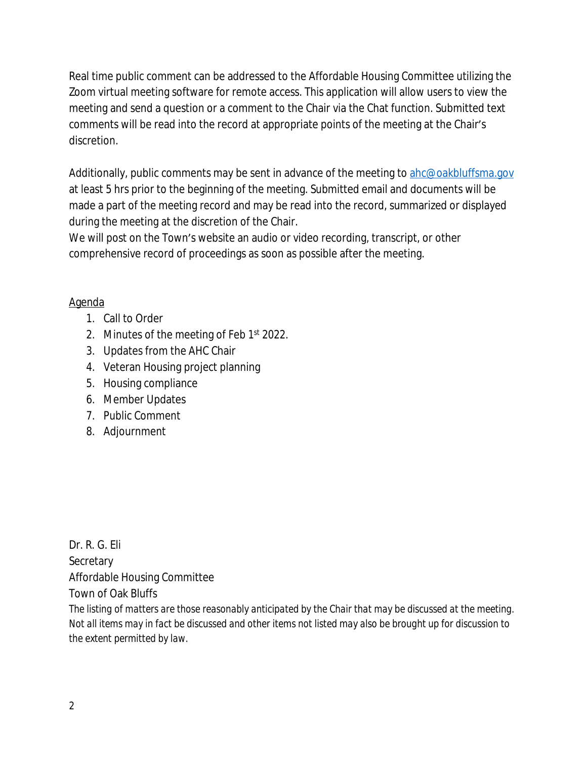Real time public comment can be addressed to the Affordable Housing Committee utilizing the Zoom virtual meeting software for remote access. This application will allow users to view the meeting and send a question or a comment to the Chair via the Chat function. Submitted text comments will be read into the record at appropriate points of the meeting at the Chair's discretion.

Additionally, public comments may be sent in advance of the meeting to ahc@oakbluffsma.gov at least 5 hrs prior to the beginning of the meeting. Submitted email and documents will be made a part of the meeting record and may be read into the record, summarized or displayed during the meeting at the discretion of the Chair.
We will post on the Town's website an audio or video recording, transcript, or other comprehensive record of proceedings as soon as possible after the meeting.

Agenda

1. Call to Order
2. Minutes of the meeting of Feb 1st 2022.
3. Updates from the AHC Chair
4. Veteran Housing project planning
5. Housing compliance
6. Member Updates
7. Public Comment
8. Adjournment

Dr. R. G. Eli
Secretary
Affordable Housing Committee
Town of Oak Bluffs

*The listing of matters are those reasonably anticipated by the Chair that may be discussed at the meeting. Not all items may in fact be discussed and other items not listed may also be brought up for discussion to the extent permitted by law.*